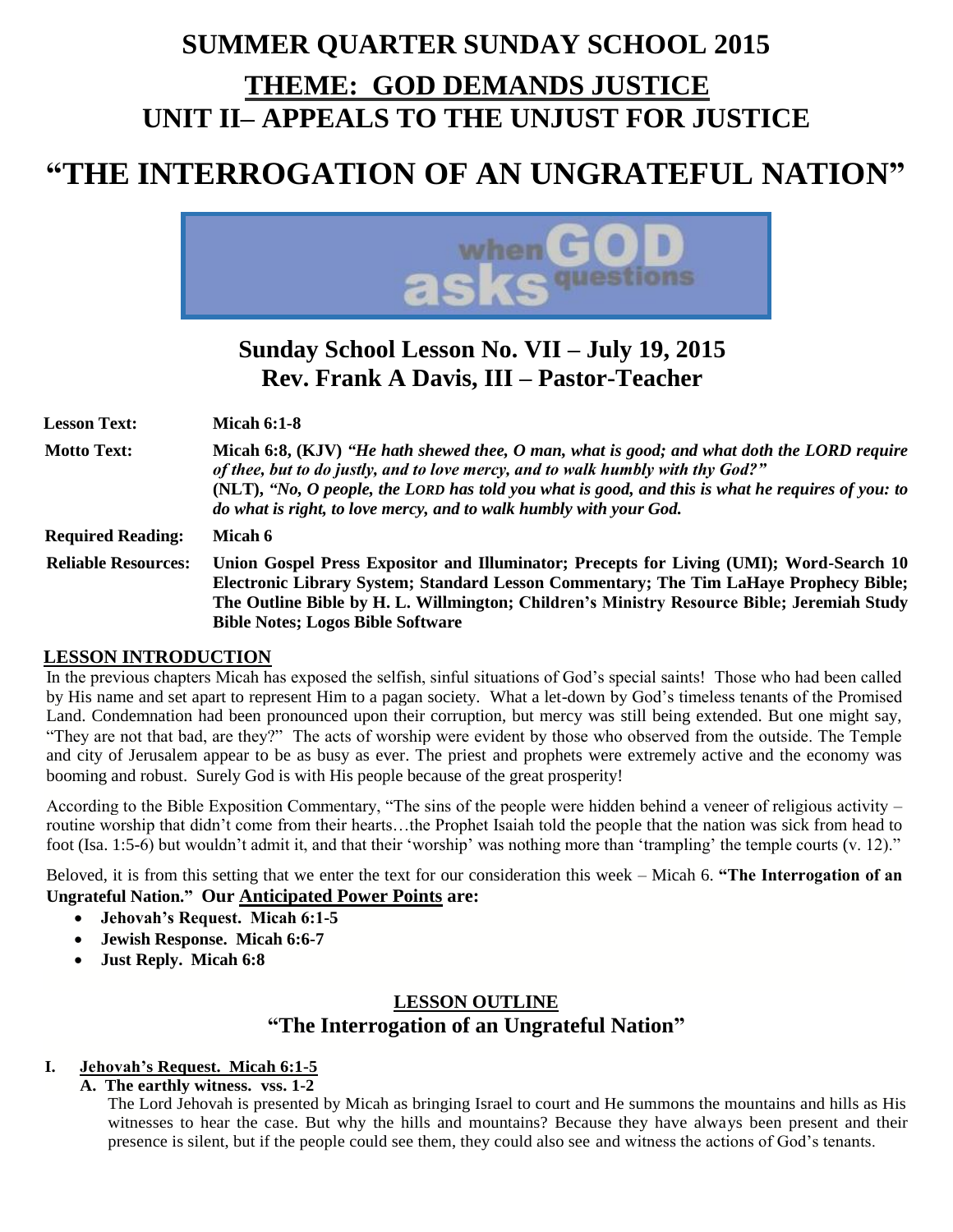# SUMMER QUARTER SUNDAY SCHOOL 2015

## THEME: GOD DEMANDS JUSTICE

## UNIT II– APPEALS TO THE UNJUST FOR JUSTICE

# "THE INTERROGATION OF AN UNGRATEFUL NATION"

when GOD asks questions

## Sunday School Lesson No. VII – July 19, 2015

## Rev. Frank A Davis, III – Pastor-Teacher

**Lesson Text:** **Micah 6:1-8**

**Motto Text:** **Micah 6:8, (KJV)** ***"He hath shewed thee, O man, what is good; and what doth the LORD require of thee, but to do justly, and to love mercy, and to walk humbly with thy God?"***
**(NLT),** ***"No, O people, the LORD has told you what is good, and this is what he requires of you: to do what is right, to love mercy, and to walk humbly with your God.***

**Required Reading:** **Micah 6**

**Reliable Resources:** **Union Gospel Press Expositor and Illuminator; Precepts for Living (UMI); Word-Search 10 Electronic Library System; Standard Lesson Commentary; The Tim LaHaye Prophecy Bible; The Outline Bible by H. L. Willmington; Children's Ministry Resource Bible; Jeremiah Study Bible Notes; Logos Bible Software**

**LESSON INTRODUCTION**

In the previous chapters Micah has exposed the selfish, sinful situations of God's special saints! Those who had been called by His name and set apart to represent Him to a pagan society. What a let-down by God's timeless tenants of the Promised Land. Condemnation had been pronounced upon their corruption, but mercy was still being extended. But one might say, "They are not that bad, are they?" The acts of worship were evident by those who observed from the outside. The Temple and city of Jerusalem appear to be as busy as ever. The priest and prophets were extremely active and the economy was booming and robust. Surely God is with His people because of the great prosperity!

According to the Bible Exposition Commentary, "The sins of the people were hidden behind a veneer of religious activity – routine worship that didn't come from their hearts…the Prophet Isaiah told the people that the nation was sick from head to foot (Isa. 1:5-6) but wouldn't admit it, and that their 'worship' was nothing more than 'trampling' the temple courts (v. 12)."

Beloved, it is from this setting that we enter the text for our consideration this week – Micah 6. **"The Interrogation of an Ungrateful Nation." Our Anticipated Power Points are:**

- **Jehovah's Request. Micah 6:1-5**
- **Jewish Response. Micah 6:6-7**
- **Just Reply. Micah 6:8**

**LESSON OUTLINE**

**"The Interrogation of an Ungrateful Nation"**

**I. Jehovah's Request. Micah 6:1-5**

**A. The earthly witness. vss. 1-2**

The Lord Jehovah is presented by Micah as bringing Israel to court and He summons the mountains and hills as His witnesses to hear the case. But why the hills and mountains? Because they have always been present and their presence is silent, but if the people could see them, they could also see and witness the actions of God's tenants.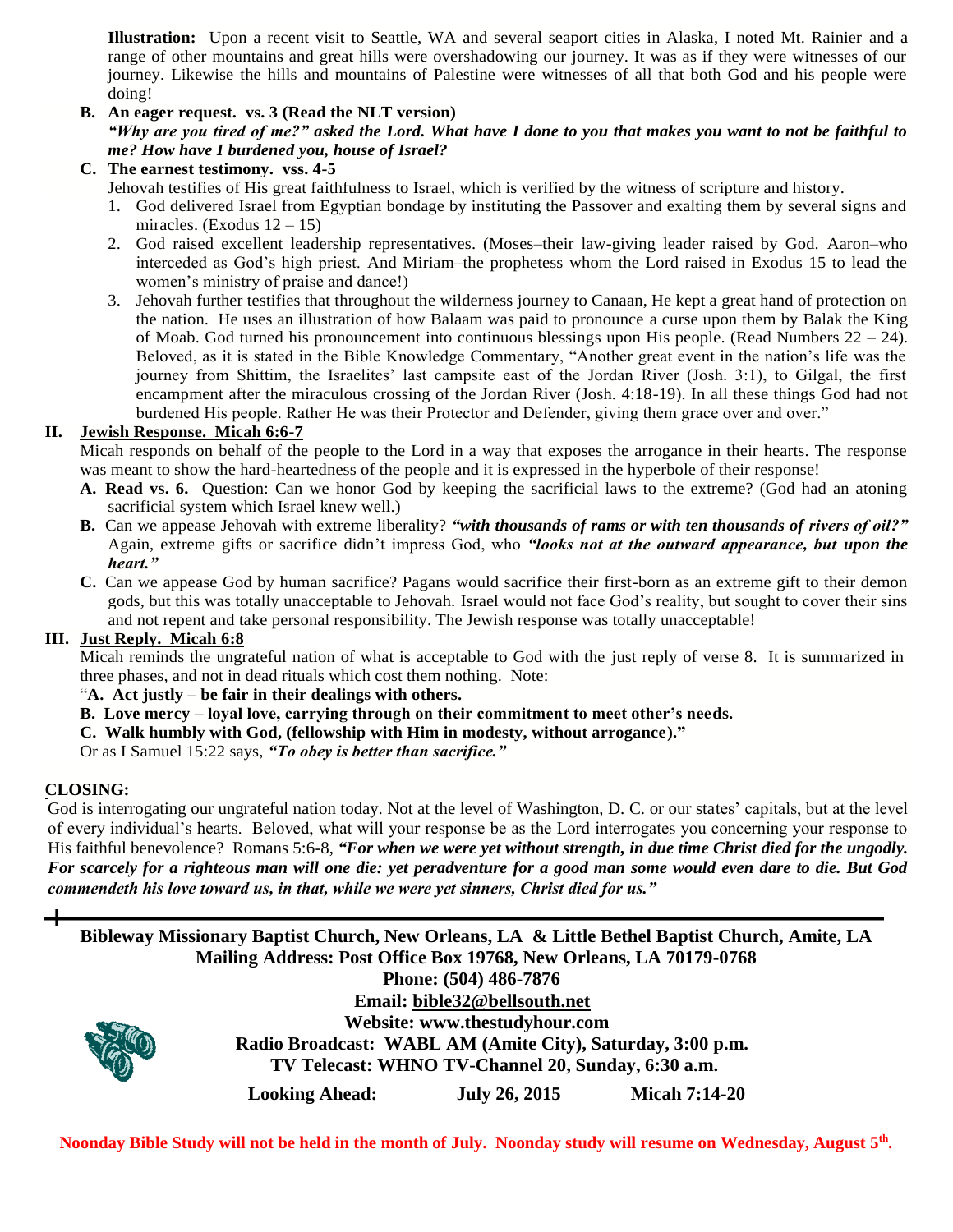**Illustration:** Upon a recent visit to Seattle, WA and several seaport cities in Alaska, I noted Mt. Rainier and a range of other mountains and great hills were overshadowing our journey. It was as if they were witnesses of our journey. Likewise the hills and mountains of Palestine were witnesses of all that both God and his people were doing!

**B. An eager request. vs. 3 (Read the NLT version)**
***"Why are you tired of me?" asked the Lord. What have I done to you that makes you want to not be faithful to me? How have I burdened you, house of Israel?***

**C. The earnest testimony. vss. 4-5**
Jehovah testifies of His great faithfulness to Israel, which is verified by the witness of scripture and history.

1. God delivered Israel from Egyptian bondage by instituting the Passover and exalting them by several signs and miracles. (Exodus 12 – 15)
2. God raised excellent leadership representatives. (Moses–their law-giving leader raised by God. Aaron–who interceded as God's high priest. And Miriam–the prophetess whom the Lord raised in Exodus 15 to lead the women's ministry of praise and dance!)
3. Jehovah further testifies that throughout the wilderness journey to Canaan, He kept a great hand of protection on the nation. He uses an illustration of how Balaam was paid to pronounce a curse upon them by Balak the King of Moab. God turned his pronouncement into continuous blessings upon His people. (Read Numbers 22 – 24). Beloved, as it is stated in the Bible Knowledge Commentary, "Another great event in the nation's life was the journey from Shittim, the Israelites' last campsite east of the Jordan River (Josh. 3:1), to Gilgal, the first encampment after the miraculous crossing of the Jordan River (Josh. 4:18-19). In all these things God had not burdened His people. Rather He was their Protector and Defender, giving them grace over and over."

## II. Jewish Response. Micah 6:6-7

Micah responds on behalf of the people to the Lord in a way that exposes the arrogance in their hearts. The response was meant to show the hard-heartedness of the people and it is expressed in the hyperbole of their response!

**A. Read vs. 6.** Question: Can we honor God by keeping the sacrificial laws to the extreme? (God had an atoning sacrificial system which Israel knew well.)

**B.** Can we appease Jehovah with extreme liberality? ***"with thousands of rams or with ten thousands of rivers of oil?"*** Again, extreme gifts or sacrifice didn't impress God, who ***"looks not at the outward appearance, but upon the heart."***

**C.** Can we appease God by human sacrifice? Pagans would sacrifice their first-born as an extreme gift to their demon gods, but this was totally unacceptable to Jehovah. Israel would not face God's reality, but sought to cover their sins and not repent and take personal responsibility. The Jewish response was totally unacceptable!

## III. Just Reply. Micah 6:8

Micah reminds the ungrateful nation of what is acceptable to God with the just reply of verse 8. It is summarized in three phases, and not in dead rituals which cost them nothing. Note:

"**A. Act justly – be fair in their dealings with others.**

**B. Love mercy – loyal love, carrying through on their commitment to meet other's needs.**

**C. Walk humbly with God, (fellowship with Him in modesty, without arrogance)."**

Or as I Samuel 15:22 says, ***"To obey is better than sacrifice."***

## CLOSING:

God is interrogating our ungrateful nation today. Not at the level of Washington, D. C. or our states' capitals, but at the level of every individual's hearts. Beloved, what will your response be as the Lord interrogates you concerning your response to His faithful benevolence? Romans 5:6-8, ***"For when we were yet without strength, in due time Christ died for the ungodly. For scarcely for a righteous man will one die: yet peradventure for a good man some would even dare to die. But God commendeth his love toward us, in that, while we were yet sinners, Christ died for us."***

---

**Bibleway Missionary Baptist Church, New Orleans, LA & Little Bethel Baptist Church, Amite, LA**
**Mailing Address: Post Office Box 19768, New Orleans, LA 70179-0768**
**Phone: (504) 486-7876**
**Email: bible32@bellsouth.net**
**Website: www.thestudyhour.com**
**Radio Broadcast: WABL AM (Amite City), Saturday, 3:00 p.m.**
**TV Telecast: WHNO TV-Channel 20, Sunday, 6:30 a.m.**

**Looking Ahead: July 26, 2015 Micah 7:14-20**

**Noonday Bible Study will not be held in the month of July. Noonday study will resume on Wednesday, August 5th.**